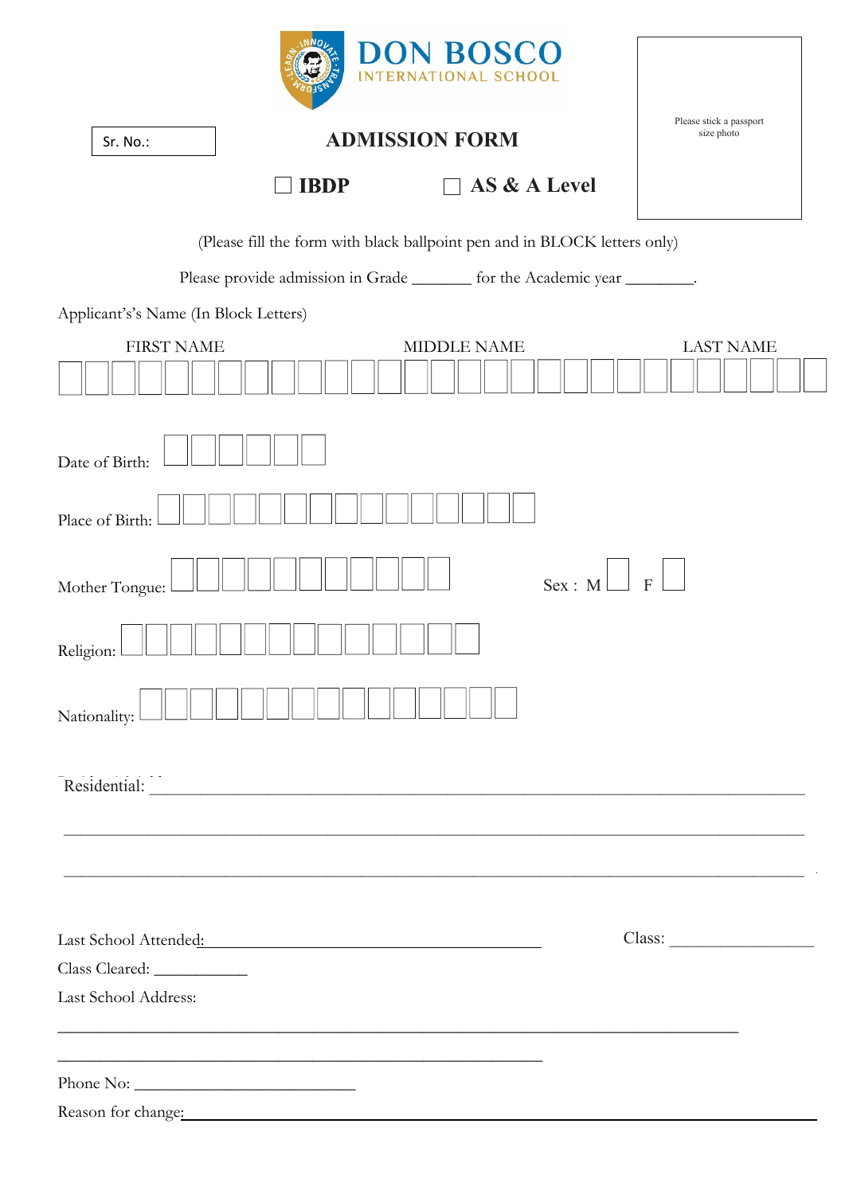# DON BOSCO
INTERNATIONAL SCHOOL

Sr. No.:

Please stick a passport size photo

## ADMISSION FORM

☐ **IBDP** ☐ **AS & A Level**

(Please fill the form with black ballpoint pen and in BLOCK letters only)

Please provide admission in Grade _______ for the Academic year ________.

Applicant's's Name (In Block Letters)

FIRST NAME MIDDLE NAME LAST NAME

☐☐☐☐☐☐☐☐☐☐☐☐☐☐☐☐☐☐☐☐☐☐☐☐☐☐☐☐

Date of Birth: ☐☐☐☐☐☐

Place of Birth: ☐☐☐☐☐☐☐☐☐☐☐☐☐☐☐

Mother Tongue: ☐☐☐☐☐☐☐☐☐☐☐ Sex : M ☐ F ☐

Religion: ☐☐☐☐☐☐☐☐☐☐☐☐☐☐

Nationality: ☐☐☐☐☐☐☐☐☐☐☐☐☐☐☐

Residential: ______________________________________________________________________

______________________________________________________________________

______________________________________________________________________

Last School Attended: ____________________________________ Class: ________________

Class Cleared: ___________

Last School Address:

______________________________________________________________________

______________________________________________________

Phone No: __________________________

Reason for change: ______________________________________________________________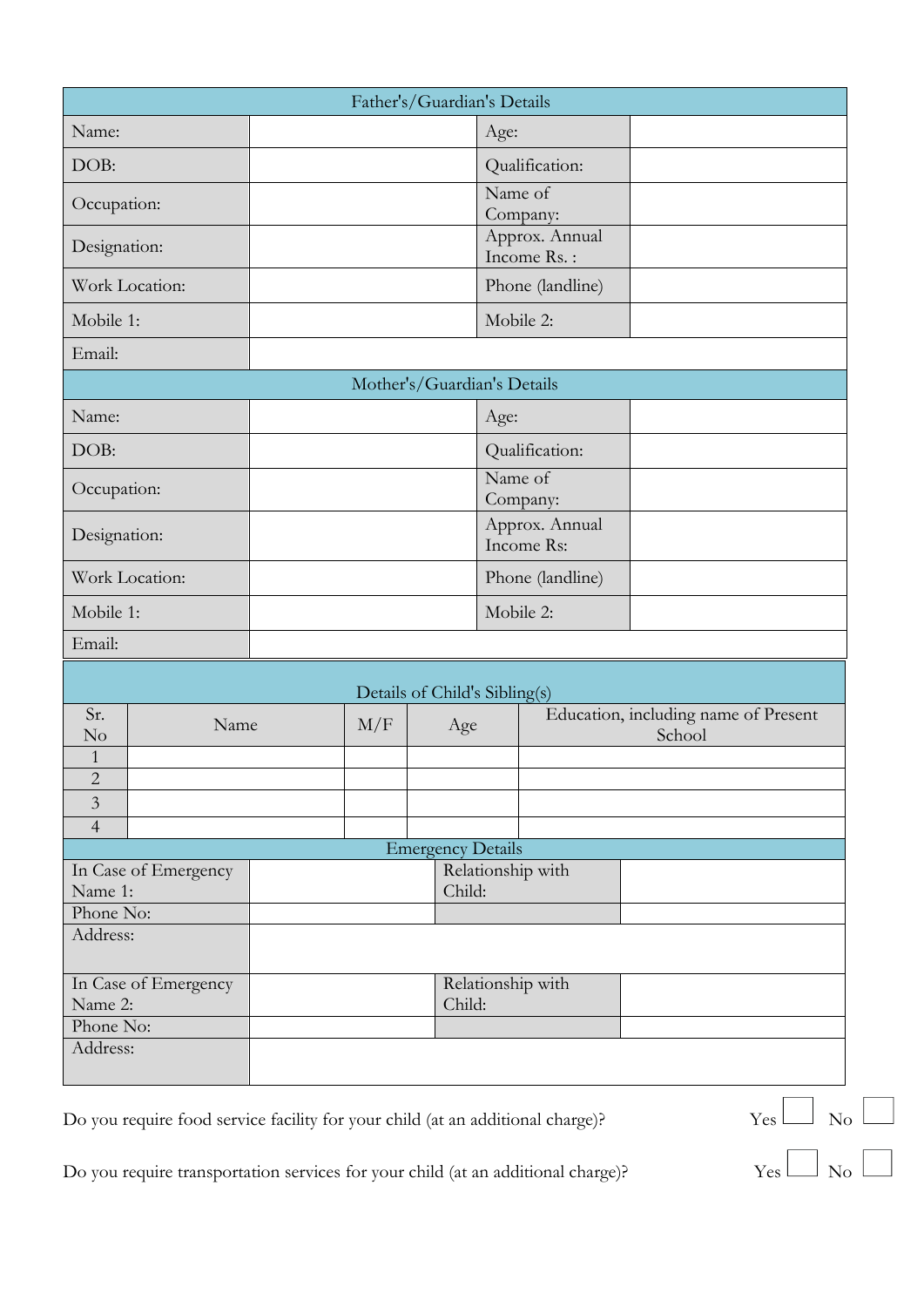| Father's/Guardian's Details | | | |
|---|---|---|---|
| Name: | | Age: | |
| DOB: | | Qualification: | |
| Occupation: | | Name of Company: | |
| Designation: | | Approx. Annual Income Rs. : | |
| Work Location: | | Phone (landline) | |
| Mobile 1: | | Mobile 2: | |
| Email: | | | |

| Mother's/Guardian's Details | | | |
|---|---|---|---|
| Name: | | Age: | |
| DOB: | | Qualification: | |
| Occupation: | | Name of Company: | |
| Designation: | | Approx. Annual Income Rs: | |
| Work Location: | | Phone (landline) | |
| Mobile 1: | | Mobile 2: | |
| Email: | | | |

| Details of Child's Sibling(s) | | | | |
|---|---|---|---|---|
| Sr. No | Name | M/F | Age | Education, including name of Present School |
| 1 | | | | |
| 2 | | | | |
| 3 | | | | |
| 4 | | | | |

| Emergency Details | | | |
|---|---|---|---|
| In Case of Emergency Name 1: | | Relationship with Child: | |
| Phone No: | | | |
| Address: | | | |
| In Case of Emergency Name 2: | | Relationship with Child: | |
| Phone No: | | | |
| Address: | | | |

Do you require food service facility for your child (at an additional charge)? Yes ☐ No ☐

Do you require transportation services for your child (at an additional charge)? Yes ☐ No ☐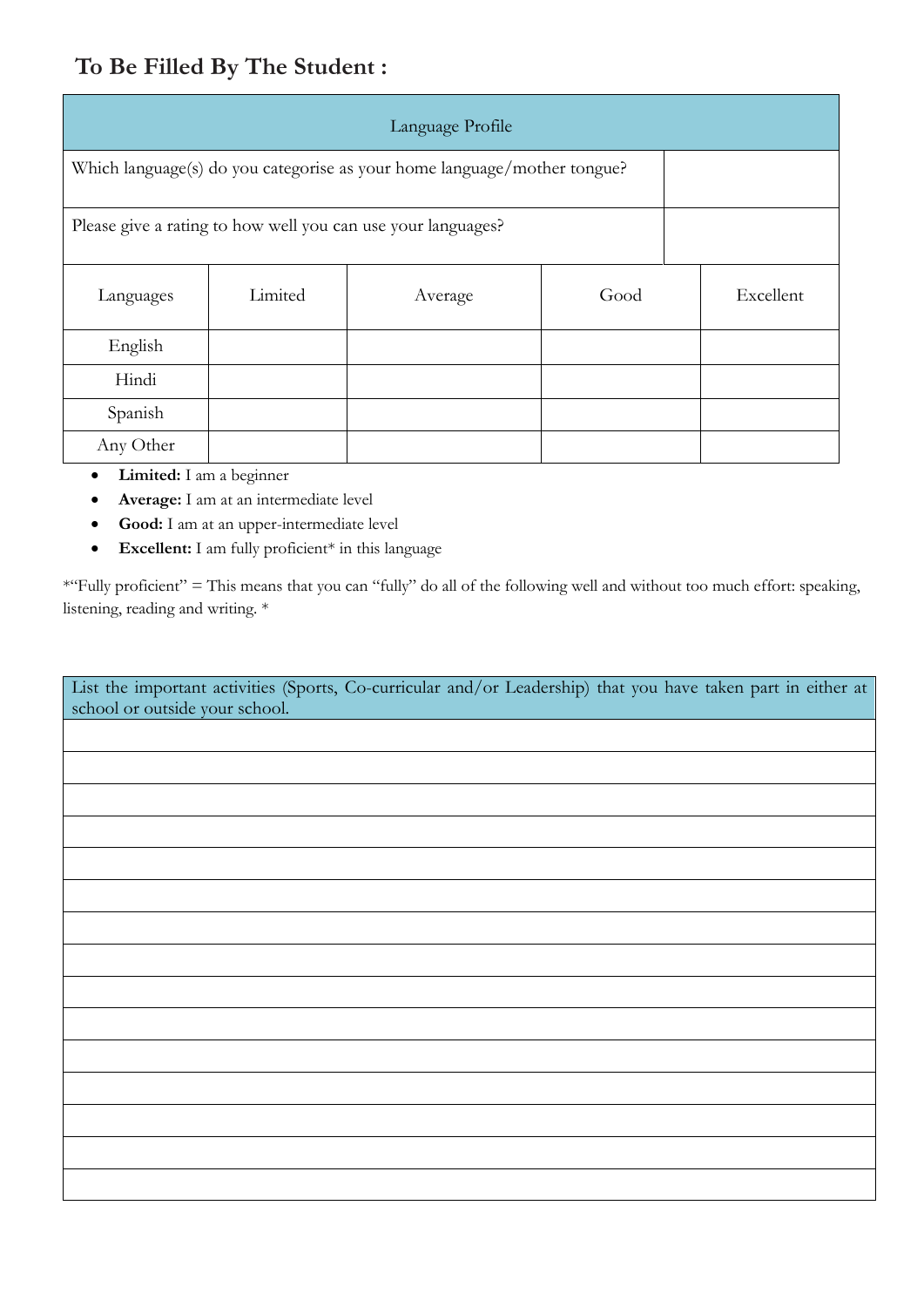## To Be Filled By The Student :

| Language Profile | |
|---|---|
| Which language(s) do you categorise as your home language/mother tongue? | |
| Please give a rating to how well you can use your languages? | |

| Languages | Limited | Average | Good | Excellent |
|---|---|---|---|---|
| English | | | | |
| Hindi | | | | |
| Spanish | | | | |
| Any Other | | | | |

- **Limited:** I am a beginner
- **Average:** I am at an intermediate level
- **Good:** I am at an upper-intermediate level
- **Excellent:** I am fully proficient* in this language

*"Fully proficient" = This means that you can "fully" do all of the following well and without too much effort: speaking, listening, reading and writing. *

| List the important activities (Sports, Co-curricular and/or Leadership) that you have taken part in either at school or outside your school. |
|---|
| |
| |
| |
| |
| |
| |
| |
| |
| |
| |
| |
| |
| |
| |
| |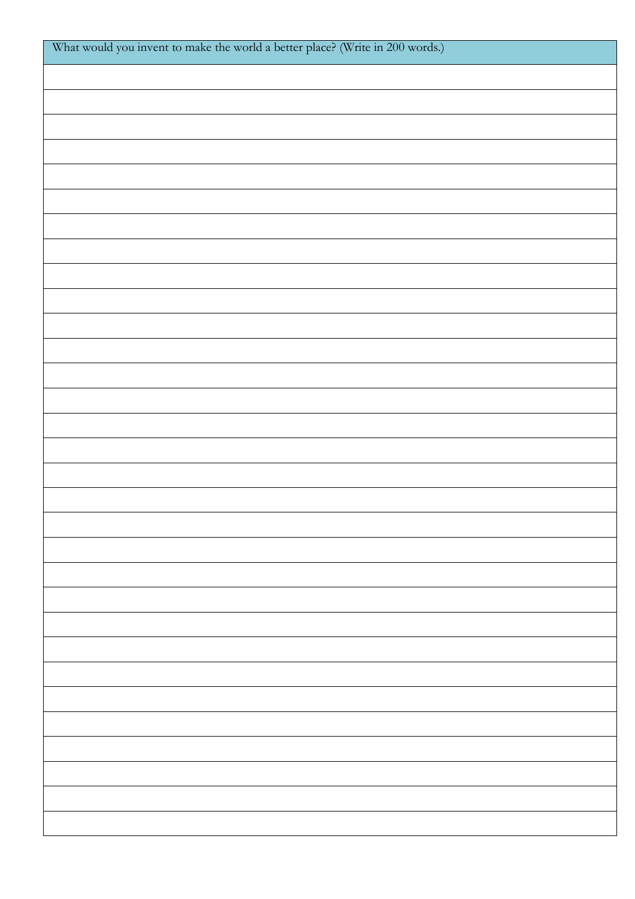| What would you invent to make the world a better place? (Write in 200 words.) |
| --- |
| |
| |
| |
| |
| |
| |
| |
| |
| |
| |
| |
| |
| |
| |
| |
| |
| |
| |
| |
| |
| |
| |
| |
| |
| |
| |
| |
| |
| |
| |
| |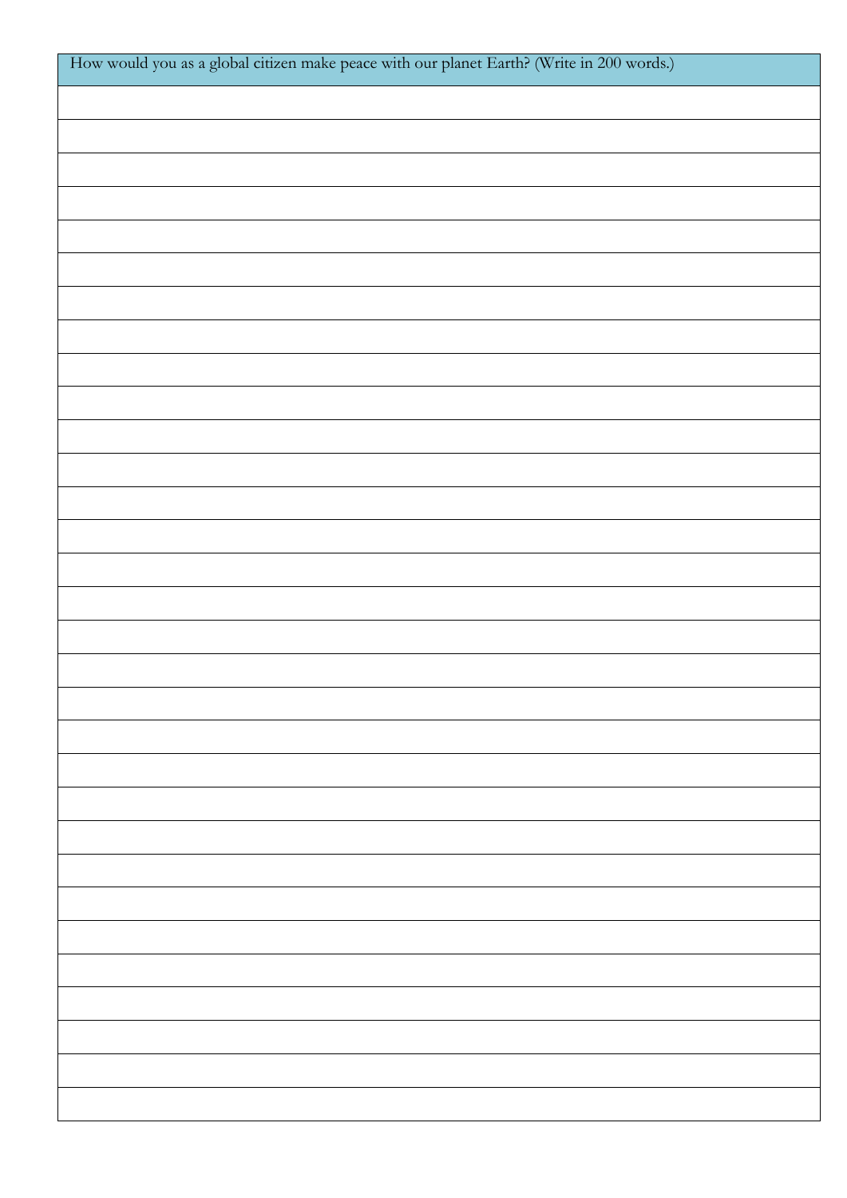| How would you as a global citizen make peace with our planet Earth? (Write in 200 words.) |
| --- |
| |
| |
| |
| |
| |
| |
| |
| |
| |
| |
| |
| |
| |
| |
| |
| |
| |
| |
| |
| |
| |
| |
| |
| |
| |
| |
| |
| |
| |
| |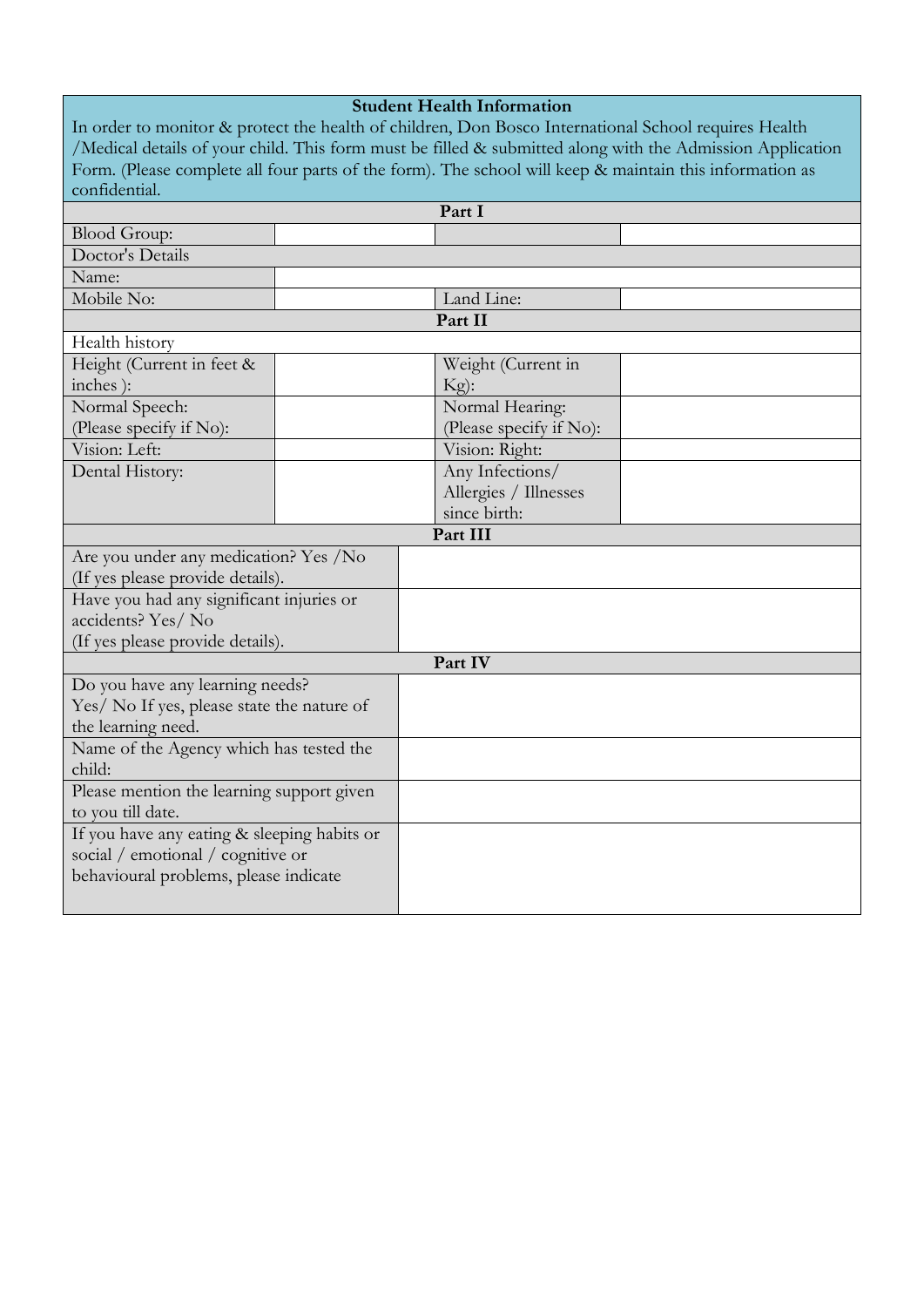## Student Health Information

In order to monitor & protect the health of children, Don Bosco International School requires Health /Medical details of your child. This form must be filled & submitted along with the Admission Application Form. (Please complete all four parts of the form). The school will keep & maintain this information as confidential.

| **Part I** | | | |
|---|---|---|---|
| Blood Group: | | | |
| Doctor's Details | | | |
| Name: | | | |
| Mobile No: | | Land Line: | |
| **Part II** | | | |
| Health history | | | |
| Height (Current in feet & inches ): | | Weight (Current in Kg): | |
| Normal Speech: (Please specify if No): | | Normal Hearing: (Please specify if No): | |
| Vision: Left: | | Vision: Right: | |
| Dental History: | | Any Infections/ Allergies / Illnesses since birth: | |

| **Part III** | |
|---|---|
| Are you under any medication? Yes /No (If yes please provide details). | |
| Have you had any significant injuries or accidents? Yes/ No (If yes please provide details). | |
| **Part IV** | |
| Do you have any learning needs? Yes/ No If yes, please state the nature of the learning need. | |
| Name of the Agency which has tested the child: | |
| Please mention the learning support given to you till date. | |
| If you have any eating & sleeping habits or social / emotional / cognitive or behavioural problems, please indicate | |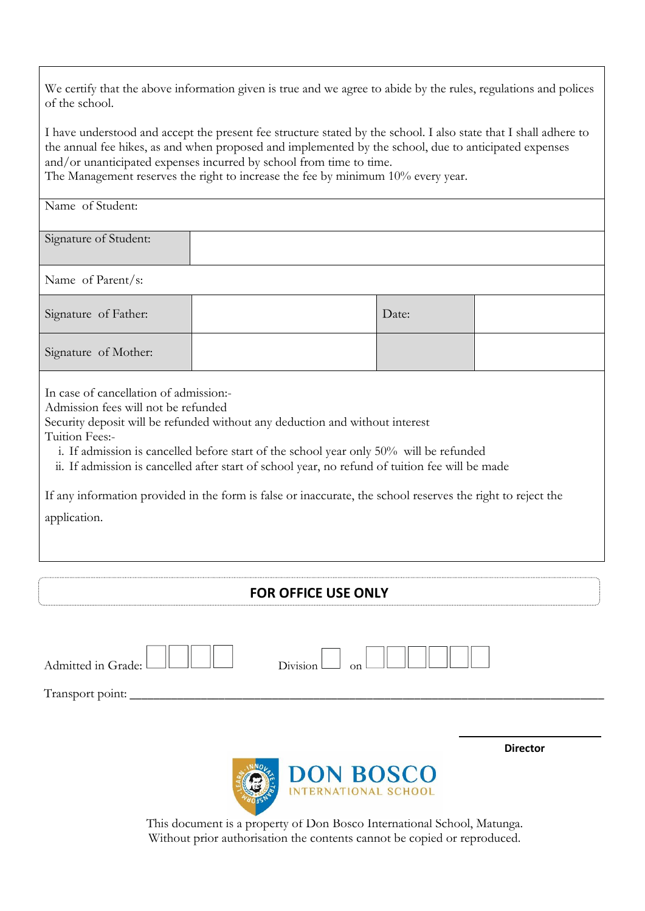We certify that the above information given is true and we agree to abide by the rules, regulations and polices of the school.

I have understood and accept the present fee structure stated by the school. I also state that I shall adhere to the annual fee hikes, as and when proposed and implemented by the school, due to anticipated expenses and/or unanticipated expenses incurred by school from time to time.
The Management reserves the right to increase the fee by minimum 10% every year.

| | | | |
|---|---|---|---|
| Name of Student: | | | |
| Signature of Student: | | | |
| Name of Parent/s: | | | |
| Signature of Father: | | Date: | |
| Signature of Mother: | | | |

In case of cancellation of admission:-
Admission fees will not be refunded
Security deposit will be refunded without any deduction and without interest
Tuition Fees:-

i. If admission is cancelled before start of the school year only 50% will be refunded
ii. If admission is cancelled after start of school year, no refund of tuition fee will be made

If any information provided in the form is false or inaccurate, the school reserves the right to reject the application.

## FOR OFFICE USE ONLY

Admitted in Grade: ☐☐☐☐ Division ☐ on ☐☐☐☐☐☐

Transport point: ___________________________________________

**Director**

DON BOSCO INTERNATIONAL SCHOOL

This document is a property of Don Bosco International School, Matunga.
Without prior authorisation the contents cannot be copied or reproduced.